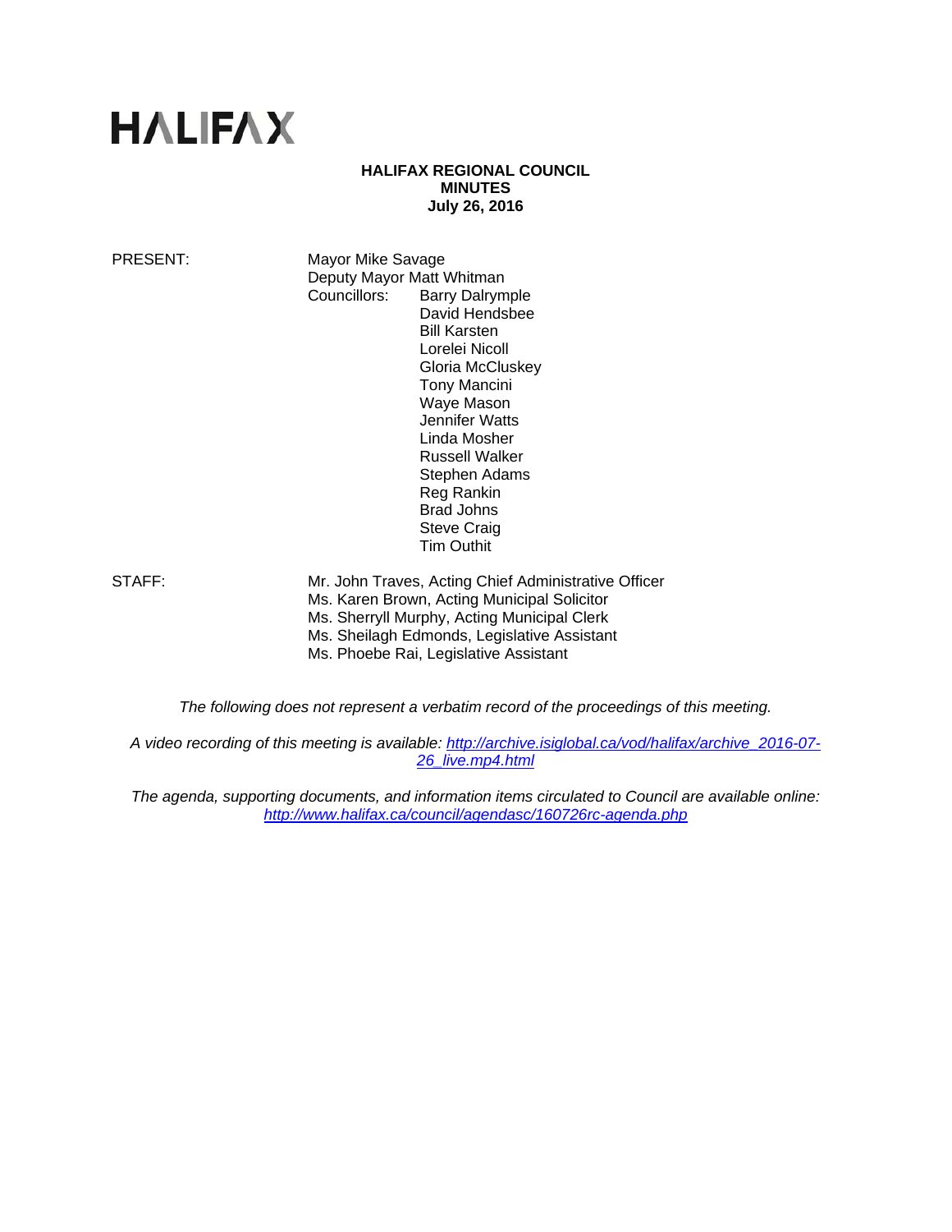# HALIFAX

**HALIFAX REGIONAL COUNCIL**
**MINUTES**
**July 26, 2016**

PRESENT:

Mayor Mike Savage
Deputy Mayor Matt Whitman
Councillors:
- Barry Dalrymple
- David Hendsbee
- Bill Karsten
- Lorelei Nicoll
- Gloria McCluskey
- Tony Mancini
- Waye Mason
- Jennifer Watts
- Linda Mosher
- Russell Walker
- Stephen Adams
- Reg Rankin
- Brad Johns
- Steve Craig
- Tim Outhit

STAFF:

Mr. John Traves, Acting Chief Administrative Officer
Ms. Karen Brown, Acting Municipal Solicitor
Ms. Sherryll Murphy, Acting Municipal Clerk
Ms. Sheilagh Edmonds, Legislative Assistant
Ms. Phoebe Rai, Legislative Assistant

*The following does not represent a verbatim record of the proceedings of this meeting.*

*A video recording of this meeting is available: http://archive.isiglobal.ca/vod/halifax/archive_2016-07-26_live.mp4.html*

*The agenda, supporting documents, and information items circulated to Council are available online: http://www.halifax.ca/council/agendasc/160726rc-agenda.php*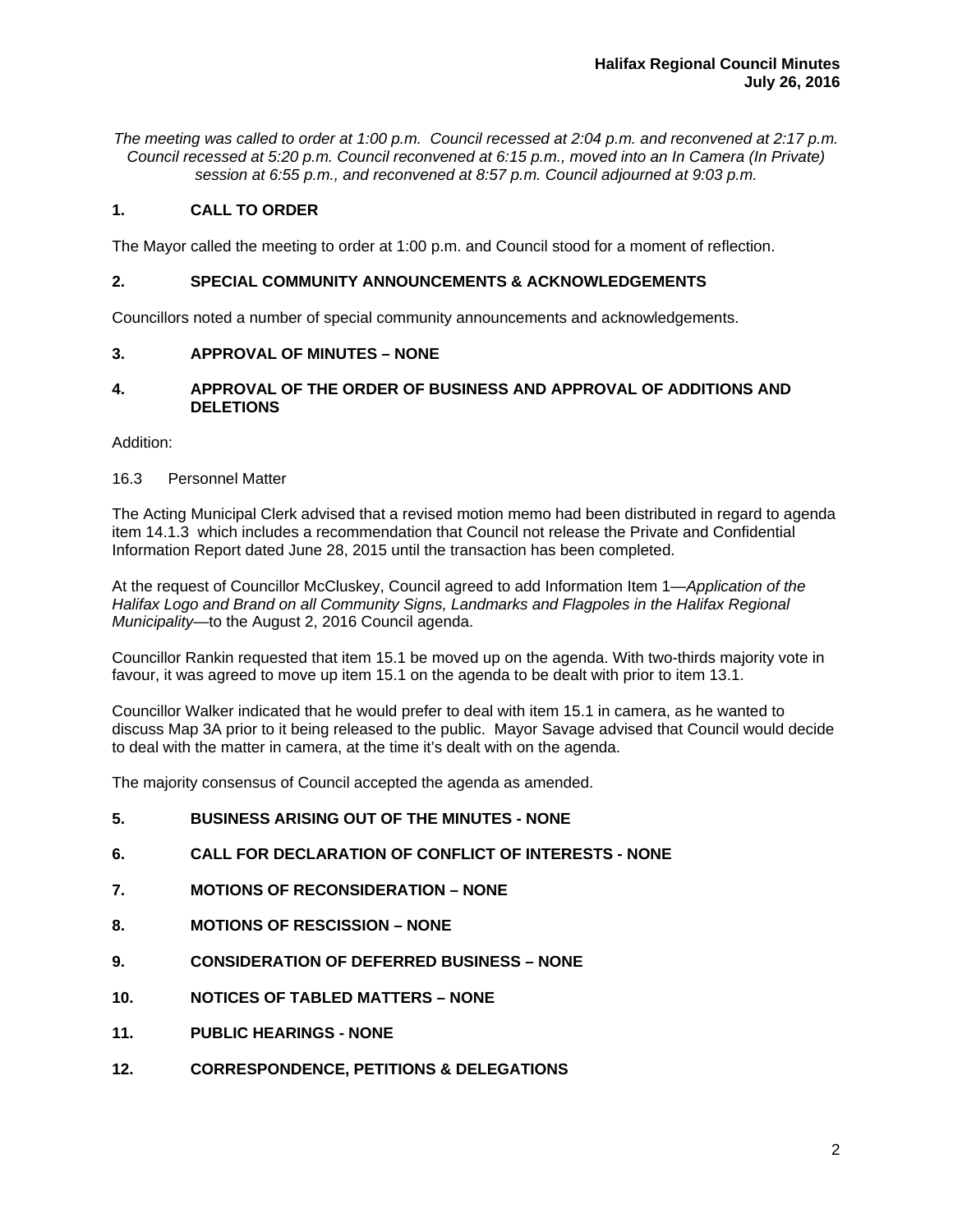*The meeting was called to order at 1:00 p.m. Council recessed at 2:04 p.m. and reconvened at 2:17 p.m. Council recessed at 5:20 p.m. Council reconvened at 6:15 p.m., moved into an In Camera (In Private) session at 6:55 p.m., and reconvened at 8:57 p.m. Council adjourned at 9:03 p.m.*

## 1. CALL TO ORDER

The Mayor called the meeting to order at 1:00 p.m. and Council stood for a moment of reflection.

## 2. SPECIAL COMMUNITY ANNOUNCEMENTS & ACKNOWLEDGEMENTS

Councillors noted a number of special community announcements and acknowledgements.

## 3. APPROVAL OF MINUTES – NONE

## 4. APPROVAL OF THE ORDER OF BUSINESS AND APPROVAL OF ADDITIONS AND DELETIONS

Addition:

16.3 Personnel Matter

The Acting Municipal Clerk advised that a revised motion memo had been distributed in regard to agenda item 14.1.3 which includes a recommendation that Council not release the Private and Confidential Information Report dated June 28, 2015 until the transaction has been completed.

At the request of Councillor McCluskey, Council agreed to add Information Item 1—*Application of the Halifax Logo and Brand on all Community Signs, Landmarks and Flagpoles in the Halifax Regional Municipality*—to the August 2, 2016 Council agenda.

Councillor Rankin requested that item 15.1 be moved up on the agenda. With two-thirds majority vote in favour, it was agreed to move up item 15.1 on the agenda to be dealt with prior to item 13.1.

Councillor Walker indicated that he would prefer to deal with item 15.1 in camera, as he wanted to discuss Map 3A prior to it being released to the public. Mayor Savage advised that Council would decide to deal with the matter in camera, at the time it's dealt with on the agenda.

The majority consensus of Council accepted the agenda as amended.

## 5. BUSINESS ARISING OUT OF THE MINUTES - NONE

## 6. CALL FOR DECLARATION OF CONFLICT OF INTERESTS - NONE

## 7. MOTIONS OF RECONSIDERATION – NONE

## 8. MOTIONS OF RESCISSION – NONE

## 9. CONSIDERATION OF DEFERRED BUSINESS – NONE

## 10. NOTICES OF TABLED MATTERS – NONE

## 11. PUBLIC HEARINGS - NONE

## 12. CORRESPONDENCE, PETITIONS & DELEGATIONS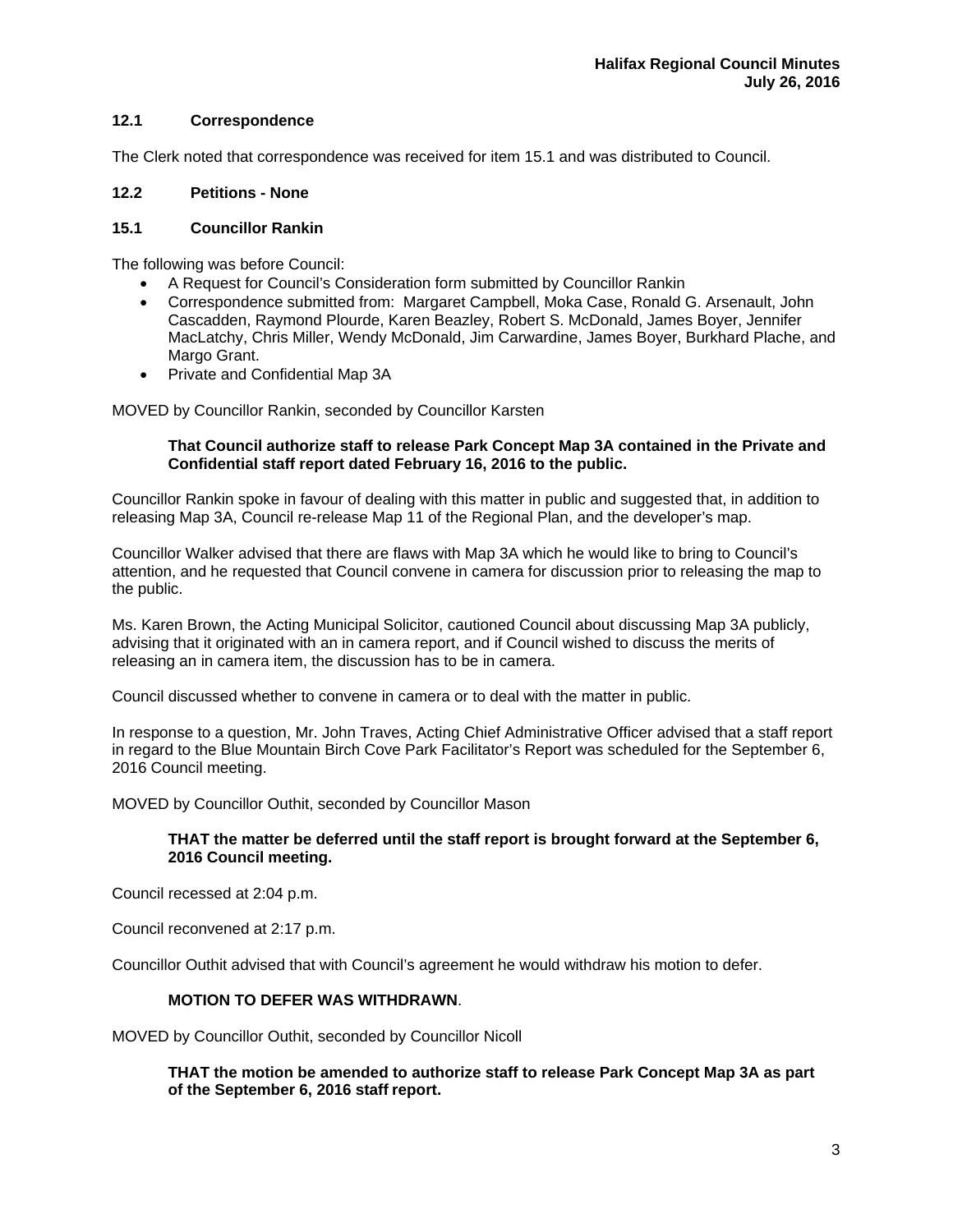## 12.1 Correspondence

The Clerk noted that correspondence was received for item 15.1 and was distributed to Council.

## 12.2 Petitions - None

## 15.1 Councillor Rankin

The following was before Council:

- A Request for Council's Consideration form submitted by Councillor Rankin
- Correspondence submitted from: Margaret Campbell, Moka Case, Ronald G. Arsenault, John Cascadden, Raymond Plourde, Karen Beazley, Robert S. McDonald, James Boyer, Jennifer MacLatchy, Chris Miller, Wendy McDonald, Jim Carwardine, James Boyer, Burkhard Plache, and Margo Grant.
- Private and Confidential Map 3A

MOVED by Councillor Rankin, seconded by Councillor Karsten

> **That Council authorize staff to release Park Concept Map 3A contained in the Private and Confidential staff report dated February 16, 2016 to the public.**

Councillor Rankin spoke in favour of dealing with this matter in public and suggested that, in addition to releasing Map 3A, Council re-release Map 11 of the Regional Plan, and the developer's map.

Councillor Walker advised that there are flaws with Map 3A which he would like to bring to Council's attention, and he requested that Council convene in camera for discussion prior to releasing the map to the public.

Ms. Karen Brown, the Acting Municipal Solicitor, cautioned Council about discussing Map 3A publicly, advising that it originated with an in camera report, and if Council wished to discuss the merits of releasing an in camera item, the discussion has to be in camera.

Council discussed whether to convene in camera or to deal with the matter in public.

In response to a question, Mr. John Traves, Acting Chief Administrative Officer advised that a staff report in regard to the Blue Mountain Birch Cove Park Facilitator's Report was scheduled for the September 6, 2016 Council meeting.

MOVED by Councillor Outhit, seconded by Councillor Mason

> **THAT the matter be deferred until the staff report is brought forward at the September 6, 2016 Council meeting.**

Council recessed at 2:04 p.m.

Council reconvened at 2:17 p.m.

Councillor Outhit advised that with Council's agreement he would withdraw his motion to defer.

> **MOTION TO DEFER WAS WITHDRAWN**.

MOVED by Councillor Outhit, seconded by Councillor Nicoll

> **THAT the motion be amended to authorize staff to release Park Concept Map 3A as part of the September 6, 2016 staff report.**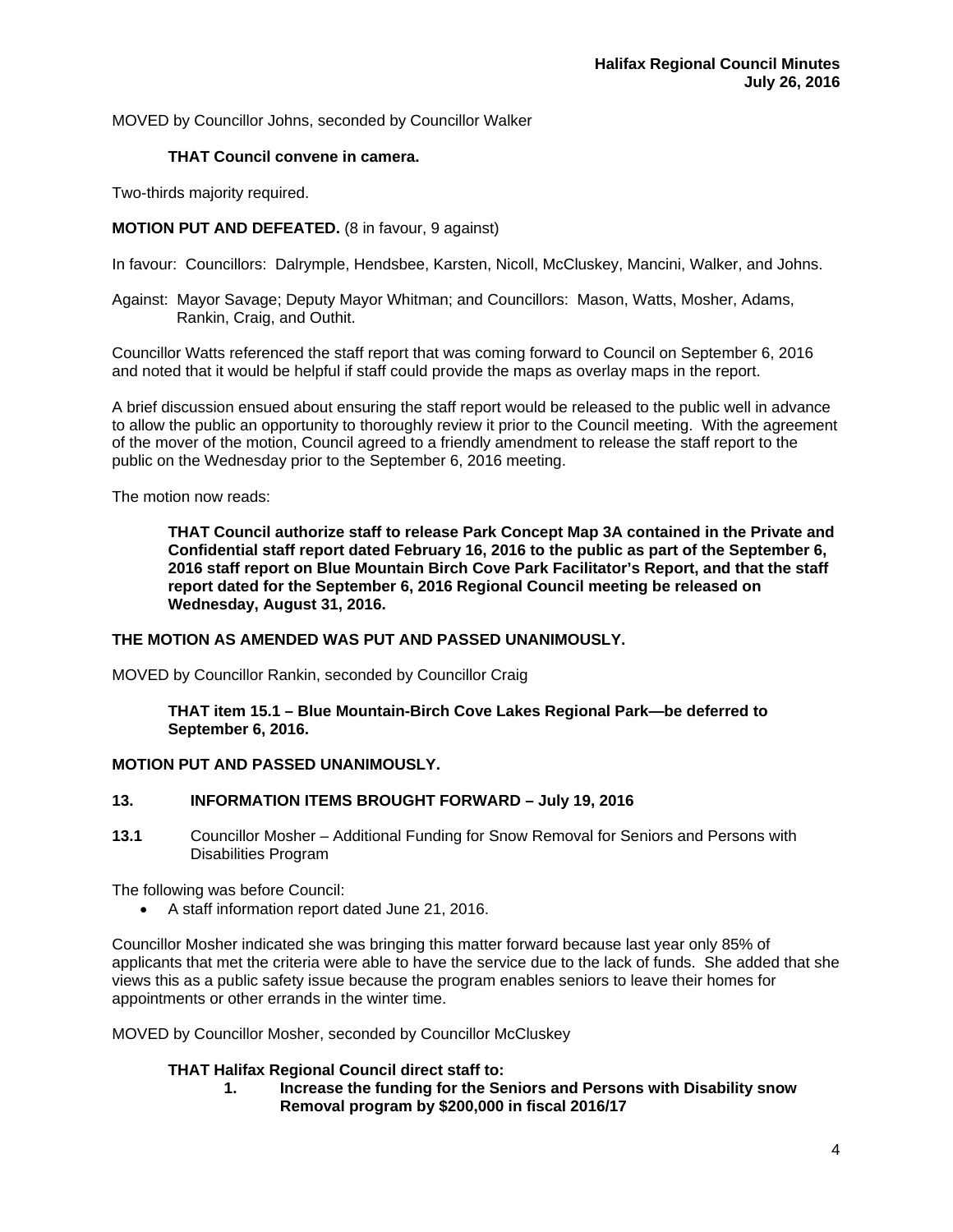MOVED by Councillor Johns, seconded by Councillor Walker

> **THAT Council convene in camera.**

Two-thirds majority required.

**MOTION PUT AND DEFEATED.** (8 in favour, 9 against)

In favour: Councillors: Dalrymple, Hendsbee, Karsten, Nicoll, McCluskey, Mancini, Walker, and Johns.

Against: Mayor Savage; Deputy Mayor Whitman; and Councillors: Mason, Watts, Mosher, Adams, Rankin, Craig, and Outhit.

Councillor Watts referenced the staff report that was coming forward to Council on September 6, 2016 and noted that it would be helpful if staff could provide the maps as overlay maps in the report.

A brief discussion ensued about ensuring the staff report would be released to the public well in advance to allow the public an opportunity to thoroughly review it prior to the Council meeting. With the agreement of the mover of the motion, Council agreed to a friendly amendment to release the staff report to the public on the Wednesday prior to the September 6, 2016 meeting.

The motion now reads:

> **THAT Council authorize staff to release Park Concept Map 3A contained in the Private and Confidential staff report dated February 16, 2016 to the public as part of the September 6, 2016 staff report on Blue Mountain Birch Cove Park Facilitator's Report, and that the staff report dated for the September 6, 2016 Regional Council meeting be released on Wednesday, August 31, 2016.**

**THE MOTION AS AMENDED WAS PUT AND PASSED UNANIMOUSLY.**

MOVED by Councillor Rankin, seconded by Councillor Craig

> **THAT item 15.1 – Blue Mountain-Birch Cove Lakes Regional Park—be deferred to September 6, 2016.**

**MOTION PUT AND PASSED UNANIMOUSLY.**

## 13. INFORMATION ITEMS BROUGHT FORWARD – July 19, 2016

**13.1** Councillor Mosher – Additional Funding for Snow Removal for Seniors and Persons with Disabilities Program

The following was before Council:

- A staff information report dated June 21, 2016.

Councillor Mosher indicated she was bringing this matter forward because last year only 85% of applicants that met the criteria were able to have the service due to the lack of funds. She added that she views this as a public safety issue because the program enables seniors to leave their homes for appointments or other errands in the winter time.

MOVED by Councillor Mosher, seconded by Councillor McCluskey

> **THAT Halifax Regional Council direct staff to:**
>
> **1. Increase the funding for the Seniors and Persons with Disability snow Removal program by $200,000 in fiscal 2016/17**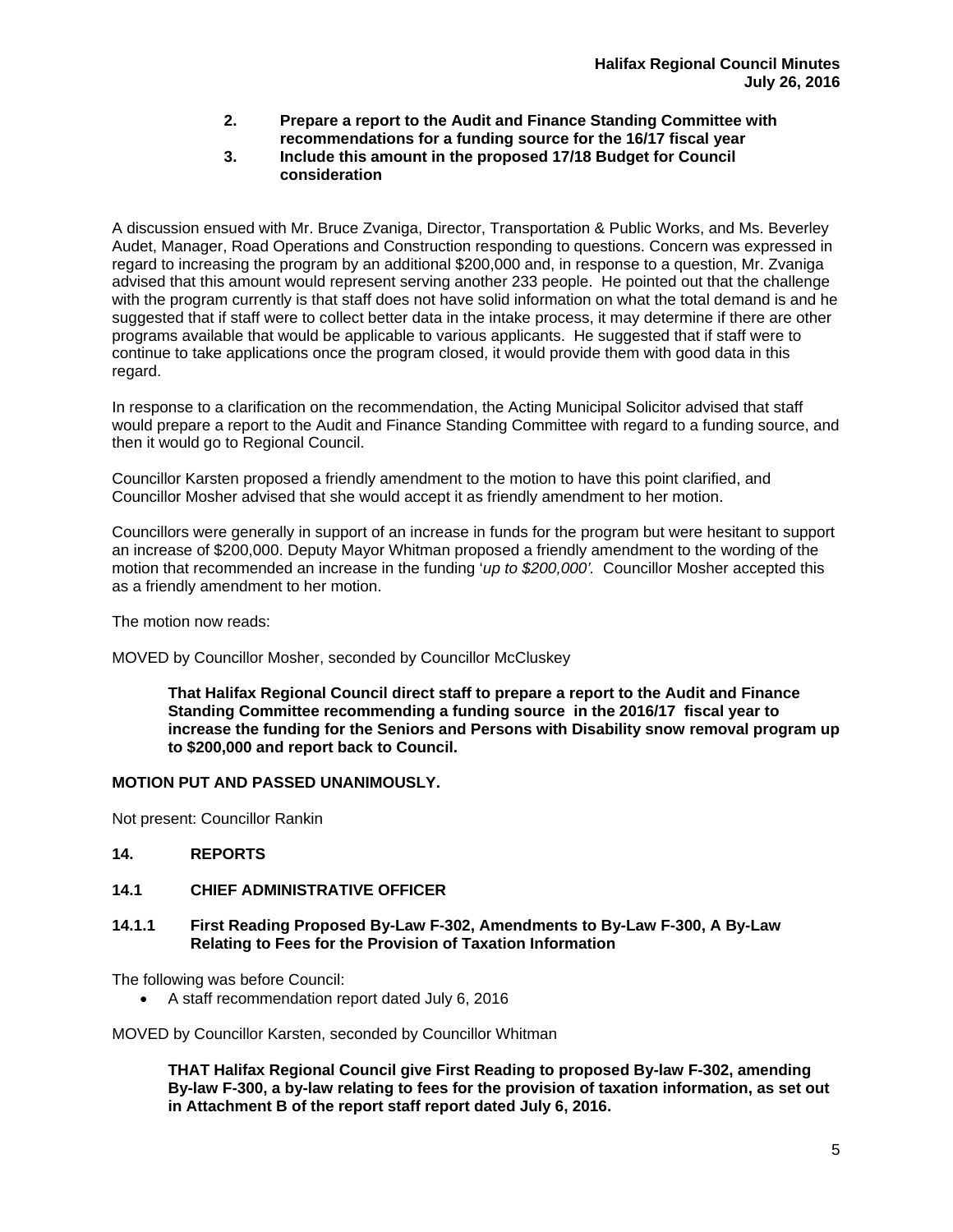2. **Prepare a report to the Audit and Finance Standing Committee with recommendations for a funding source for the 16/17 fiscal year**
3. **Include this amount in the proposed 17/18 Budget for Council consideration**

A discussion ensued with Mr. Bruce Zvaniga, Director, Transportation & Public Works, and Ms. Beverley Audet, Manager, Road Operations and Construction responding to questions. Concern was expressed in regard to increasing the program by an additional $200,000 and, in response to a question, Mr. Zvaniga advised that this amount would represent serving another 233 people. He pointed out that the challenge with the program currently is that staff does not have solid information on what the total demand is and he suggested that if staff were to collect better data in the intake process, it may determine if there are other programs available that would be applicable to various applicants. He suggested that if staff were to continue to take applications once the program closed, it would provide them with good data in this regard.

In response to a clarification on the recommendation, the Acting Municipal Solicitor advised that staff would prepare a report to the Audit and Finance Standing Committee with regard to a funding source, and then it would go to Regional Council.

Councillor Karsten proposed a friendly amendment to the motion to have this point clarified, and Councillor Mosher advised that she would accept it as friendly amendment to her motion.

Councillors were generally in support of an increase in funds for the program but were hesitant to support an increase of $200,000. Deputy Mayor Whitman proposed a friendly amendment to the wording of the motion that recommended an increase in the funding '*up to $200,000'.* Councillor Mosher accepted this as a friendly amendment to her motion.

The motion now reads:

MOVED by Councillor Mosher, seconded by Councillor McCluskey

> **That Halifax Regional Council direct staff to prepare a report to the Audit and Finance Standing Committee recommending a funding source in the 2016/17 fiscal year to increase the funding for the Seniors and Persons with Disability snow removal program up to $200,000 and report back to Council.**

**MOTION PUT AND PASSED UNANIMOUSLY.**

Not present: Councillor Rankin

## 14. REPORTS

### 14.1 CHIEF ADMINISTRATIVE OFFICER

#### 14.1.1 First Reading Proposed By-Law F-302, Amendments to By-Law F-300, A By-Law Relating to Fees for the Provision of Taxation Information

The following was before Council:

- A staff recommendation report dated July 6, 2016

MOVED by Councillor Karsten, seconded by Councillor Whitman

> **THAT Halifax Regional Council give First Reading to proposed By-law F-302, amending By-law F-300, a by-law relating to fees for the provision of taxation information, as set out in Attachment B of the report staff report dated July 6, 2016.**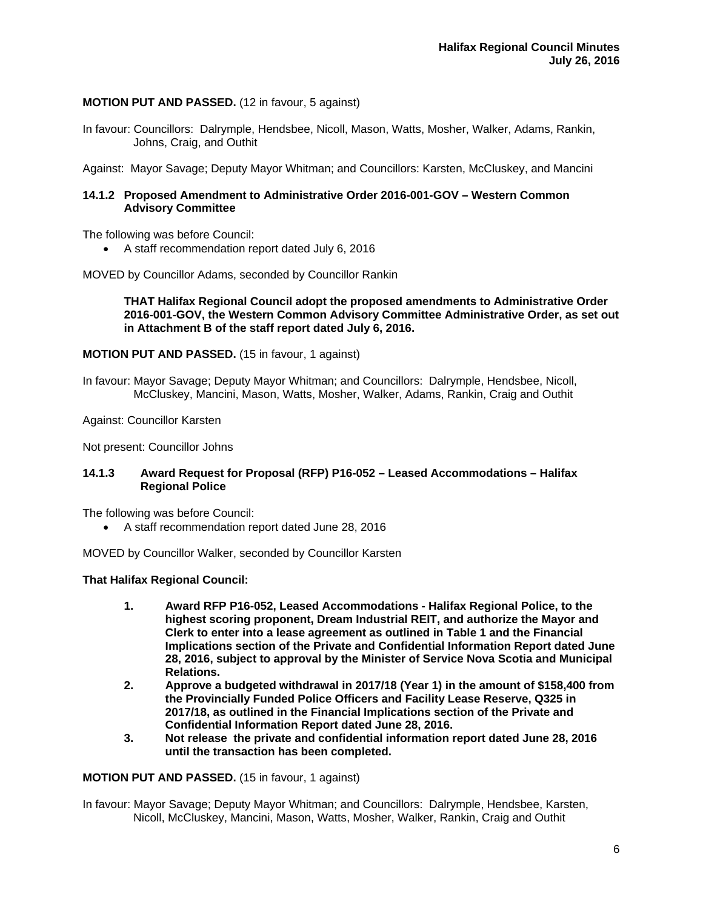**MOTION PUT AND PASSED.** (12 in favour, 5 against)

In favour: Councillors: Dalrymple, Hendsbee, Nicoll, Mason, Watts, Mosher, Walker, Adams, Rankin, Johns, Craig, and Outhit

Against: Mayor Savage; Deputy Mayor Whitman; and Councillors: Karsten, McCluskey, and Mancini

### 14.1.2 Proposed Amendment to Administrative Order 2016-001-GOV – Western Common Advisory Committee

The following was before Council:

- A staff recommendation report dated July 6, 2016

MOVED by Councillor Adams, seconded by Councillor Rankin

**THAT Halifax Regional Council adopt the proposed amendments to Administrative Order 2016-001-GOV, the Western Common Advisory Committee Administrative Order, as set out in Attachment B of the staff report dated July 6, 2016.**

**MOTION PUT AND PASSED.** (15 in favour, 1 against)

In favour: Mayor Savage; Deputy Mayor Whitman; and Councillors: Dalrymple, Hendsbee, Nicoll, McCluskey, Mancini, Mason, Watts, Mosher, Walker, Adams, Rankin, Craig and Outhit

Against: Councillor Karsten

Not present: Councillor Johns

### 14.1.3 Award Request for Proposal (RFP) P16-052 – Leased Accommodations – Halifax Regional Police

The following was before Council:

- A staff recommendation report dated June 28, 2016

MOVED by Councillor Walker, seconded by Councillor Karsten

**That Halifax Regional Council:**

1. **Award RFP P16-052, Leased Accommodations - Halifax Regional Police, to the highest scoring proponent, Dream Industrial REIT, and authorize the Mayor and Clerk to enter into a lease agreement as outlined in Table 1 and the Financial Implications section of the Private and Confidential Information Report dated June 28, 2016, subject to approval by the Minister of Service Nova Scotia and Municipal Relations.**
2. **Approve a budgeted withdrawal in 2017/18 (Year 1) in the amount of $158,400 from the Provincially Funded Police Officers and Facility Lease Reserve, Q325 in 2017/18, as outlined in the Financial Implications section of the Private and Confidential Information Report dated June 28, 2016.**
3. **Not release the private and confidential information report dated June 28, 2016 until the transaction has been completed.**

**MOTION PUT AND PASSED.** (15 in favour, 1 against)

In favour: Mayor Savage; Deputy Mayor Whitman; and Councillors: Dalrymple, Hendsbee, Karsten, Nicoll, McCluskey, Mancini, Mason, Watts, Mosher, Walker, Rankin, Craig and Outhit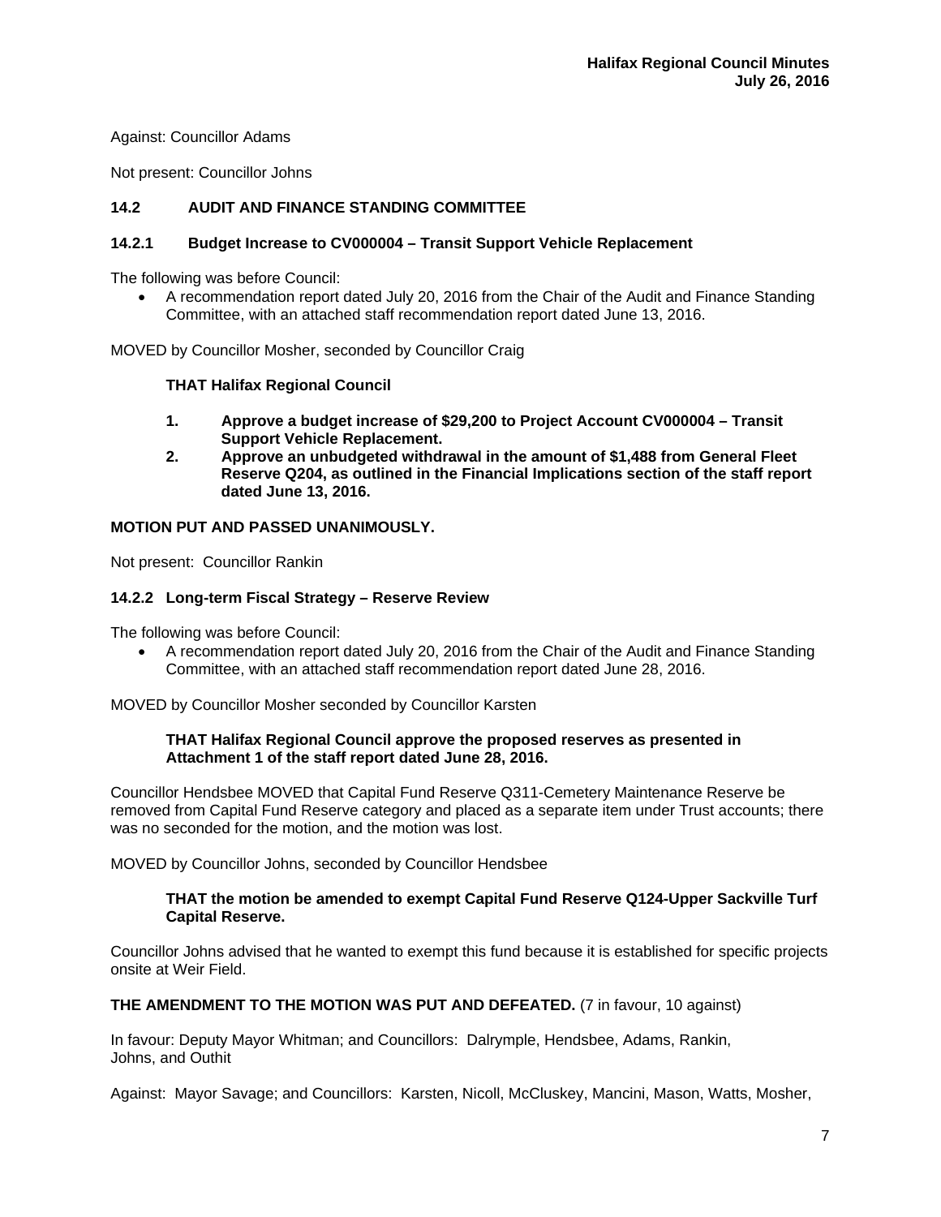Against: Councillor Adams

Not present: Councillor Johns

## 14.2 AUDIT AND FINANCE STANDING COMMITTEE

### 14.2.1 Budget Increase to CV000004 – Transit Support Vehicle Replacement

The following was before Council:

- A recommendation report dated July 20, 2016 from the Chair of the Audit and Finance Standing Committee, with an attached staff recommendation report dated June 13, 2016.

MOVED by Councillor Mosher, seconded by Councillor Craig

> **THAT Halifax Regional Council**
>
> **1. Approve a budget increase of $29,200 to Project Account CV000004 – Transit Support Vehicle Replacement.**
>
> **2. Approve an unbudgeted withdrawal in the amount of $1,488 from General Fleet Reserve Q204, as outlined in the Financial Implications section of the staff report dated June 13, 2016.**

**MOTION PUT AND PASSED UNANIMOUSLY.**

Not present: Councillor Rankin

### 14.2.2 Long-term Fiscal Strategy – Reserve Review

The following was before Council:

- A recommendation report dated July 20, 2016 from the Chair of the Audit and Finance Standing Committee, with an attached staff recommendation report dated June 28, 2016.

MOVED by Councillor Mosher seconded by Councillor Karsten

> **THAT Halifax Regional Council approve the proposed reserves as presented in Attachment 1 of the staff report dated June 28, 2016.**

Councillor Hendsbee MOVED that Capital Fund Reserve Q311-Cemetery Maintenance Reserve be removed from Capital Fund Reserve category and placed as a separate item under Trust accounts; there was no seconded for the motion, and the motion was lost.

MOVED by Councillor Johns, seconded by Councillor Hendsbee

> **THAT the motion be amended to exempt Capital Fund Reserve Q124-Upper Sackville Turf Capital Reserve.**

Councillor Johns advised that he wanted to exempt this fund because it is established for specific projects onsite at Weir Field.

**THE AMENDMENT TO THE MOTION WAS PUT AND DEFEATED.** (7 in favour, 10 against)

In favour: Deputy Mayor Whitman; and Councillors: Dalrymple, Hendsbee, Adams, Rankin, Johns, and Outhit

Against: Mayor Savage; and Councillors: Karsten, Nicoll, McCluskey, Mancini, Mason, Watts, Mosher,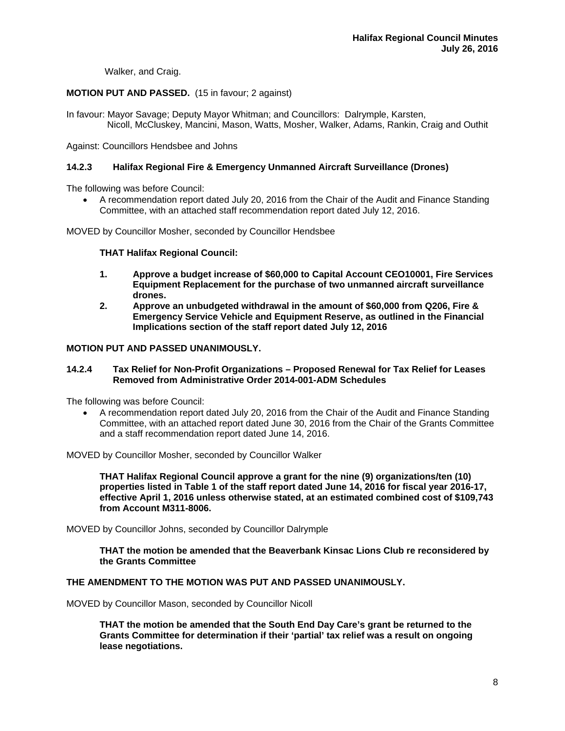Walker, and Craig.

**MOTION PUT AND PASSED.** (15 in favour; 2 against)

In favour: Mayor Savage; Deputy Mayor Whitman; and Councillors: Dalrymple, Karsten, Nicoll, McCluskey, Mancini, Mason, Watts, Mosher, Walker, Adams, Rankin, Craig and Outhit

Against: Councillors Hendsbee and Johns

### 14.2.3 Halifax Regional Fire & Emergency Unmanned Aircraft Surveillance (Drones)

The following was before Council:

- A recommendation report dated July 20, 2016 from the Chair of the Audit and Finance Standing Committee, with an attached staff recommendation report dated July 12, 2016.

MOVED by Councillor Mosher, seconded by Councillor Hendsbee

**THAT Halifax Regional Council:**

1. **Approve a budget increase of $60,000 to Capital Account CEO10001, Fire Services Equipment Replacement for the purchase of two unmanned aircraft surveillance drones.**
2. **Approve an unbudgeted withdrawal in the amount of $60,000 from Q206, Fire & Emergency Service Vehicle and Equipment Reserve, as outlined in the Financial Implications section of the staff report dated July 12, 2016**

**MOTION PUT AND PASSED UNANIMOUSLY.**

### 14.2.4 Tax Relief for Non-Profit Organizations – Proposed Renewal for Tax Relief for Leases Removed from Administrative Order 2014-001-ADM Schedules

The following was before Council:

- A recommendation report dated July 20, 2016 from the Chair of the Audit and Finance Standing Committee, with an attached report dated June 30, 2016 from the Chair of the Grants Committee and a staff recommendation report dated June 14, 2016.

MOVED by Councillor Mosher, seconded by Councillor Walker

**THAT Halifax Regional Council approve a grant for the nine (9) organizations/ten (10) properties listed in Table 1 of the staff report dated June 14, 2016 for fiscal year 2016-17, effective April 1, 2016 unless otherwise stated, at an estimated combined cost of $109,743 from Account M311-8006.**

MOVED by Councillor Johns, seconded by Councillor Dalrymple

**THAT the motion be amended that the Beaverbank Kinsac Lions Club re reconsidered by the Grants Committee**

**THE AMENDMENT TO THE MOTION WAS PUT AND PASSED UNANIMOUSLY.**

MOVED by Councillor Mason, seconded by Councillor Nicoll

**THAT the motion be amended that the South End Day Care's grant be returned to the Grants Committee for determination if their 'partial' tax relief was a result on ongoing lease negotiations.**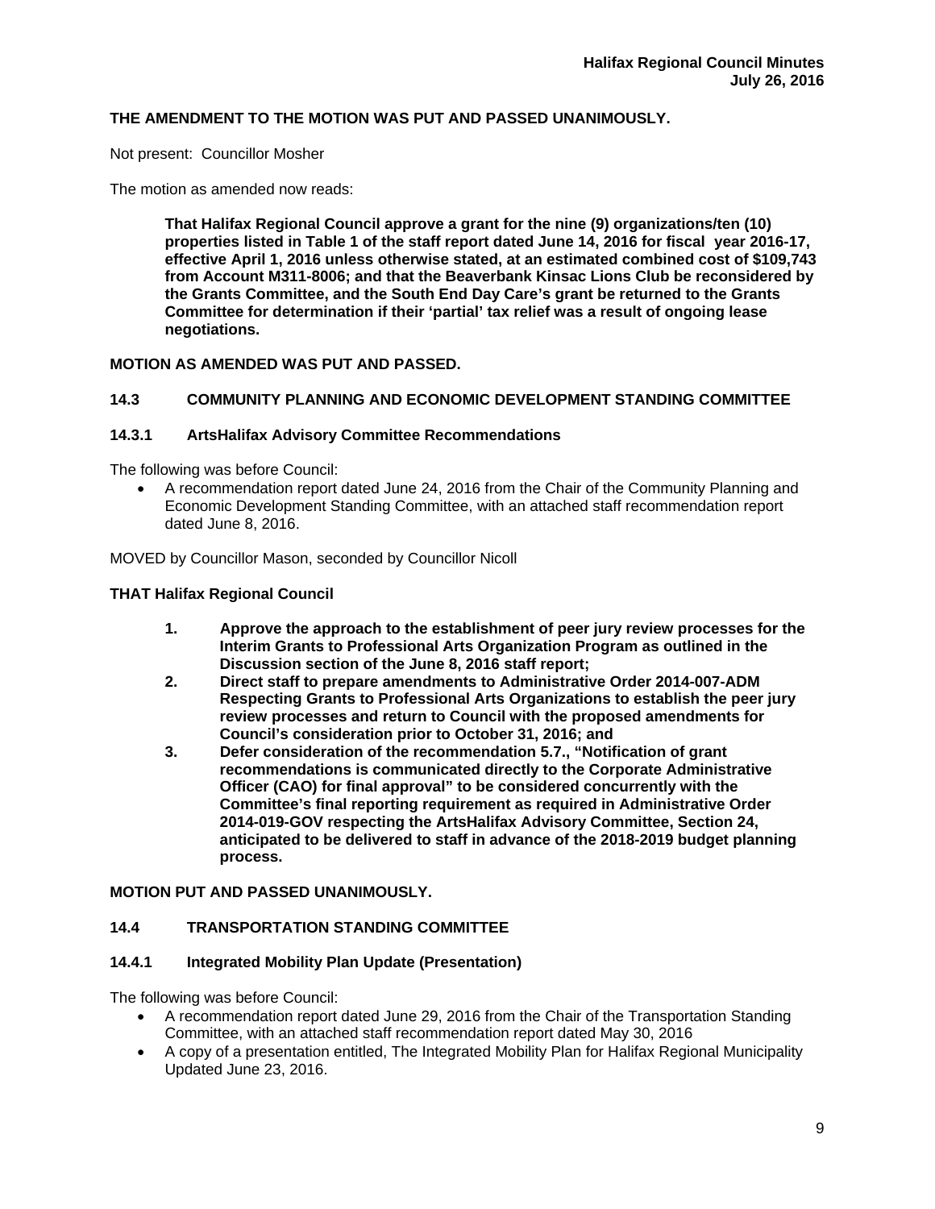**THE AMENDMENT TO THE MOTION WAS PUT AND PASSED UNANIMOUSLY.**

Not present: Councillor Mosher

The motion as amended now reads:

> **That Halifax Regional Council approve a grant for the nine (9) organizations/ten (10) properties listed in Table 1 of the staff report dated June 14, 2016 for fiscal year 2016-17, effective April 1, 2016 unless otherwise stated, at an estimated combined cost of $109,743 from Account M311-8006; and that the Beaverbank Kinsac Lions Club be reconsidered by the Grants Committee, and the South End Day Care's grant be returned to the Grants Committee for determination if their 'partial' tax relief was a result of ongoing lease negotiations.**

**MOTION AS AMENDED WAS PUT AND PASSED.**

## 14.3 COMMUNITY PLANNING AND ECONOMIC DEVELOPMENT STANDING COMMITTEE

### 14.3.1 ArtsHalifax Advisory Committee Recommendations

The following was before Council:

- A recommendation report dated June 24, 2016 from the Chair of the Community Planning and Economic Development Standing Committee, with an attached staff recommendation report dated June 8, 2016.

MOVED by Councillor Mason, seconded by Councillor Nicoll

**THAT Halifax Regional Council**

1. **Approve the approach to the establishment of peer jury review processes for the Interim Grants to Professional Arts Organization Program as outlined in the Discussion section of the June 8, 2016 staff report;**
2. **Direct staff to prepare amendments to Administrative Order 2014-007-ADM Respecting Grants to Professional Arts Organizations to establish the peer jury review processes and return to Council with the proposed amendments for Council's consideration prior to October 31, 2016; and**
3. **Defer consideration of the recommendation 5.7., "Notification of grant recommendations is communicated directly to the Corporate Administrative Officer (CAO) for final approval" to be considered concurrently with the Committee's final reporting requirement as required in Administrative Order 2014-019-GOV respecting the ArtsHalifax Advisory Committee, Section 24, anticipated to be delivered to staff in advance of the 2018-2019 budget planning process.**

**MOTION PUT AND PASSED UNANIMOUSLY.**

## 14.4 TRANSPORTATION STANDING COMMITTEE

### 14.4.1 Integrated Mobility Plan Update (Presentation)

The following was before Council:

- A recommendation report dated June 29, 2016 from the Chair of the Transportation Standing Committee, with an attached staff recommendation report dated May 30, 2016
- A copy of a presentation entitled, The Integrated Mobility Plan for Halifax Regional Municipality Updated June 23, 2016.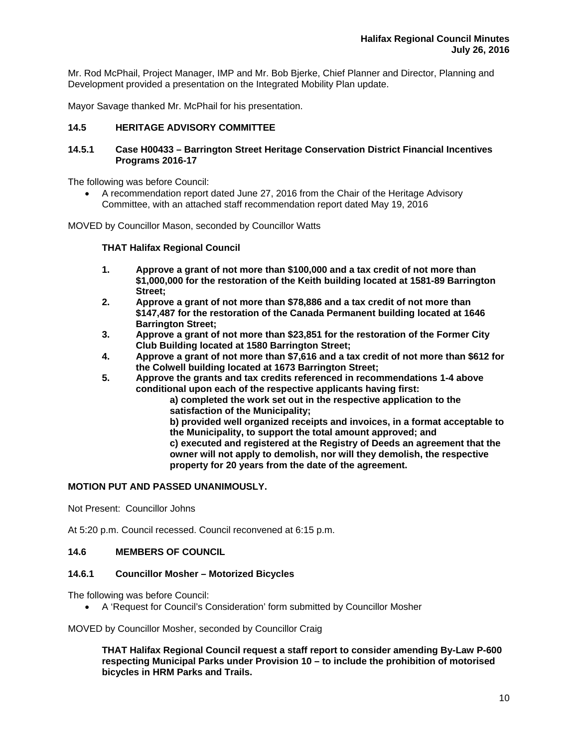Mr. Rod McPhail, Project Manager, IMP and Mr. Bob Bjerke, Chief Planner and Director, Planning and Development provided a presentation on the Integrated Mobility Plan update.

Mayor Savage thanked Mr. McPhail for his presentation.

### 14.5 HERITAGE ADVISORY COMMITTEE

#### 14.5.1 Case H00433 – Barrington Street Heritage Conservation District Financial Incentives Programs 2016-17

The following was before Council:

- A recommendation report dated June 27, 2016 from the Chair of the Heritage Advisory Committee, with an attached staff recommendation report dated May 19, 2016

MOVED by Councillor Mason, seconded by Councillor Watts

**THAT Halifax Regional Council**

1. **Approve a grant of not more than $100,000 and a tax credit of not more than $1,000,000 for the restoration of the Keith building located at 1581-89 Barrington Street;**
2. **Approve a grant of not more than $78,886 and a tax credit of not more than $147,487 for the restoration of the Canada Permanent building located at 1646 Barrington Street;**
3. **Approve a grant of not more than $23,851 for the restoration of the Former City Club Building located at 1580 Barrington Street;**
4. **Approve a grant of not more than $7,616 and a tax credit of not more than $612 for the Colwell building located at 1673 Barrington Street;**
5. **Approve the grants and tax credits referenced in recommendations 1-4 above conditional upon each of the respective applicants having first:**
   **a) completed the work set out in the respective application to the satisfaction of the Municipality;**
   **b) provided well organized receipts and invoices, in a format acceptable to the Municipality, to support the total amount approved; and**
   **c) executed and registered at the Registry of Deeds an agreement that the owner will not apply to demolish, nor will they demolish, the respective property for 20 years from the date of the agreement.**

**MOTION PUT AND PASSED UNANIMOUSLY.**

Not Present: Councillor Johns

At 5:20 p.m. Council recessed. Council reconvened at 6:15 p.m.

### 14.6 MEMBERS OF COUNCIL

#### 14.6.1 Councillor Mosher – Motorized Bicycles

The following was before Council:

- A 'Request for Council's Consideration' form submitted by Councillor Mosher

MOVED by Councillor Mosher, seconded by Councillor Craig

**THAT Halifax Regional Council request a staff report to consider amending By-Law P-600 respecting Municipal Parks under Provision 10 – to include the prohibition of motorised bicycles in HRM Parks and Trails.**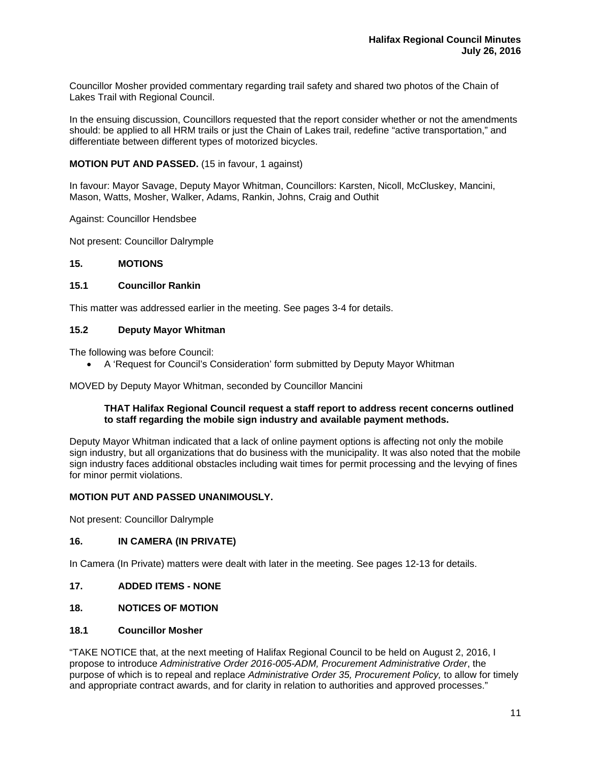Councillor Mosher provided commentary regarding trail safety and shared two photos of the Chain of Lakes Trail with Regional Council.

In the ensuing discussion, Councillors requested that the report consider whether or not the amendments should: be applied to all HRM trails or just the Chain of Lakes trail, redefine “active transportation,” and differentiate between different types of motorized bicycles.

**MOTION PUT AND PASSED.** (15 in favour, 1 against)

In favour: Mayor Savage, Deputy Mayor Whitman, Councillors: Karsten, Nicoll, McCluskey, Mancini, Mason, Watts, Mosher, Walker, Adams, Rankin, Johns, Craig and Outhit

Against: Councillor Hendsbee

Not present: Councillor Dalrymple

## 15. MOTIONS

### 15.1 Councillor Rankin

This matter was addressed earlier in the meeting. See pages 3-4 for details.

### 15.2 Deputy Mayor Whitman

The following was before Council:

- A ‘Request for Council’s Consideration’ form submitted by Deputy Mayor Whitman

MOVED by Deputy Mayor Whitman, seconded by Councillor Mancini

> **THAT Halifax Regional Council request a staff report to address recent concerns outlined to staff regarding the mobile sign industry and available payment methods.**

Deputy Mayor Whitman indicated that a lack of online payment options is affecting not only the mobile sign industry, but all organizations that do business with the municipality. It was also noted that the mobile sign industry faces additional obstacles including wait times for permit processing and the levying of fines for minor permit violations.

**MOTION PUT AND PASSED UNANIMOUSLY.**

Not present: Councillor Dalrymple

## 16. IN CAMERA (IN PRIVATE)

In Camera (In Private) matters were dealt with later in the meeting. See pages 12-13 for details.

## 17. ADDED ITEMS - NONE

## 18. NOTICES OF MOTION

### 18.1 Councillor Mosher

“TAKE NOTICE that, at the next meeting of Halifax Regional Council to be held on August 2, 2016, I propose to introduce *Administrative Order 2016-005-ADM, Procurement Administrative Order*, the purpose of which is to repeal and replace *Administrative Order 35, Procurement Policy,* to allow for timely and appropriate contract awards, and for clarity in relation to authorities and approved processes.”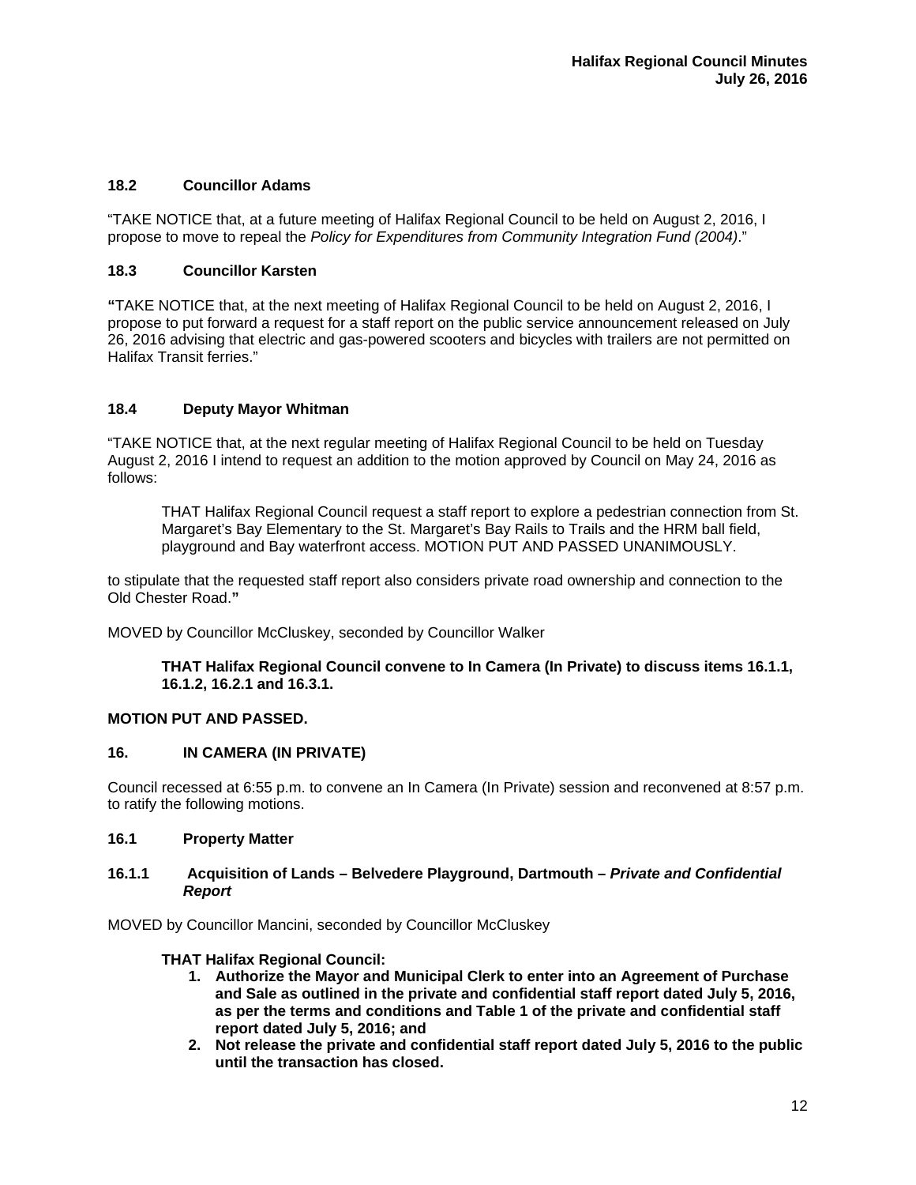### 18.2 Councillor Adams

"TAKE NOTICE that, at a future meeting of Halifax Regional Council to be held on August 2, 2016, I propose to move to repeal the *Policy for Expenditures from Community Integration Fund (2004)*."

### 18.3 Councillor Karsten

"TAKE NOTICE that, at the next meeting of Halifax Regional Council to be held on August 2, 2016, I propose to put forward a request for a staff report on the public service announcement released on July 26, 2016 advising that electric and gas-powered scooters and bicycles with trailers are not permitted on Halifax Transit ferries."

### 18.4 Deputy Mayor Whitman

"TAKE NOTICE that, at the next regular meeting of Halifax Regional Council to be held on Tuesday August 2, 2016 I intend to request an addition to the motion approved by Council on May 24, 2016 as follows:

> THAT Halifax Regional Council request a staff report to explore a pedestrian connection from St. Margaret's Bay Elementary to the St. Margaret's Bay Rails to Trails and the HRM ball field, playground and Bay waterfront access. MOTION PUT AND PASSED UNANIMOUSLY.

to stipulate that the requested staff report also considers private road ownership and connection to the Old Chester Road."

MOVED by Councillor McCluskey, seconded by Councillor Walker

> **THAT Halifax Regional Council convene to In Camera (In Private) to discuss items 16.1.1, 16.1.2, 16.2.1 and 16.3.1.**

**MOTION PUT AND PASSED.**

## 16. IN CAMERA (IN PRIVATE)

Council recessed at 6:55 p.m. to convene an In Camera (In Private) session and reconvened at 8:57 p.m. to ratify the following motions.

### 16.1 Property Matter

#### 16.1.1 Acquisition of Lands – Belvedere Playground, Dartmouth – *Private and Confidential Report*

MOVED by Councillor Mancini, seconded by Councillor McCluskey

**THAT Halifax Regional Council:**

1. **Authorize the Mayor and Municipal Clerk to enter into an Agreement of Purchase and Sale as outlined in the private and confidential staff report dated July 5, 2016, as per the terms and conditions and Table 1 of the private and confidential staff report dated July 5, 2016; and**
2. **Not release the private and confidential staff report dated July 5, 2016 to the public until the transaction has closed.**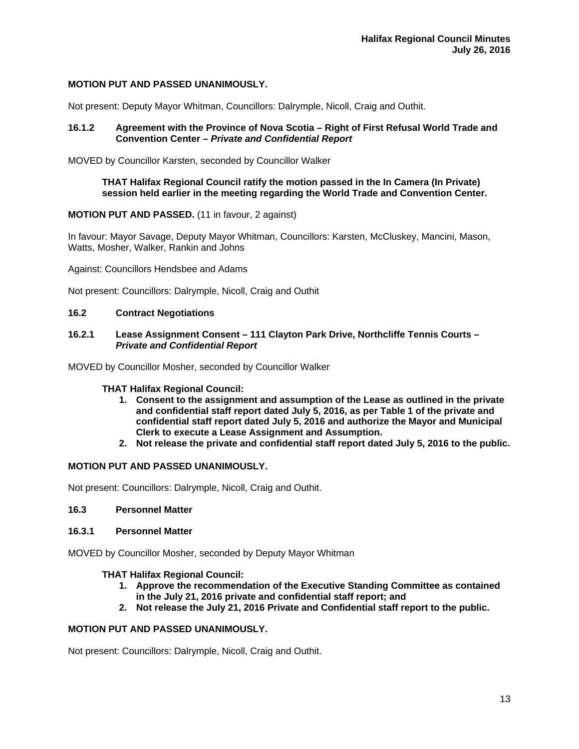**MOTION PUT AND PASSED UNANIMOUSLY.**

Not present: Deputy Mayor Whitman, Councillors: Dalrymple, Nicoll, Craig and Outhit.

### 16.1.2 Agreement with the Province of Nova Scotia – Right of First Refusal World Trade and Convention Center – *Private and Confidential Report*

MOVED by Councillor Karsten, seconded by Councillor Walker

> **THAT Halifax Regional Council ratify the motion passed in the In Camera (In Private) session held earlier in the meeting regarding the World Trade and Convention Center.**

**MOTION PUT AND PASSED.** (11 in favour, 2 against)

In favour: Mayor Savage, Deputy Mayor Whitman, Councillors: Karsten, McCluskey, Mancini, Mason, Watts, Mosher, Walker, Rankin and Johns

Against: Councillors Hendsbee and Adams

Not present: Councillors: Dalrymple, Nicoll, Craig and Outhit

### 16.2 Contract Negotiations

### 16.2.1 Lease Assignment Consent – 111 Clayton Park Drive, Northcliffe Tennis Courts – *Private and Confidential Report*

MOVED by Councillor Mosher, seconded by Councillor Walker

> **THAT Halifax Regional Council:**
> 1. **Consent to the assignment and assumption of the Lease as outlined in the private and confidential staff report dated July 5, 2016, as per Table 1 of the private and confidential staff report dated July 5, 2016 and authorize the Mayor and Municipal Clerk to execute a Lease Assignment and Assumption.**
> 2. **Not release the private and confidential staff report dated July 5, 2016 to the public.**

**MOTION PUT AND PASSED UNANIMOUSLY.**

Not present: Councillors: Dalrymple, Nicoll, Craig and Outhit.

### 16.3 Personnel Matter

### 16.3.1 Personnel Matter

MOVED by Councillor Mosher, seconded by Deputy Mayor Whitman

> **THAT Halifax Regional Council:**
> 1. **Approve the recommendation of the Executive Standing Committee as contained in the July 21, 2016 private and confidential staff report; and**
> 2. **Not release the July 21, 2016 Private and Confidential staff report to the public.**

**MOTION PUT AND PASSED UNANIMOUSLY.**

Not present: Councillors: Dalrymple, Nicoll, Craig and Outhit.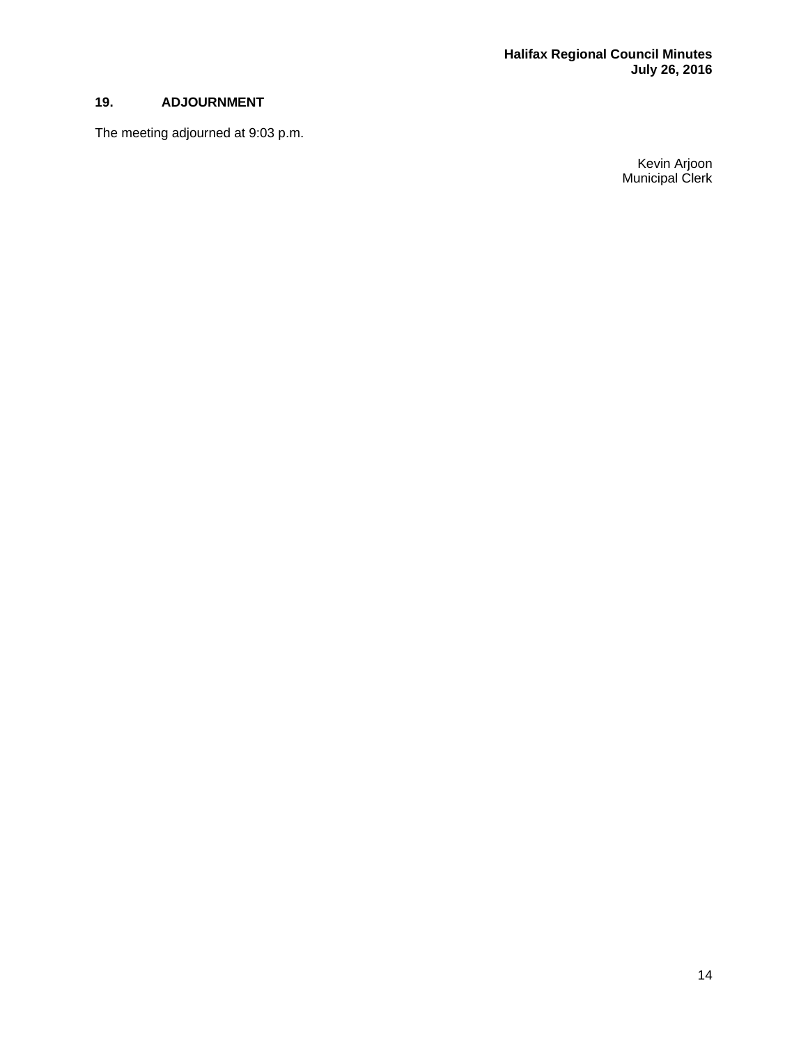## 19. ADJOURNMENT

The meeting adjourned at 9:03 p.m.

Kevin Arjoon
Municipal Clerk